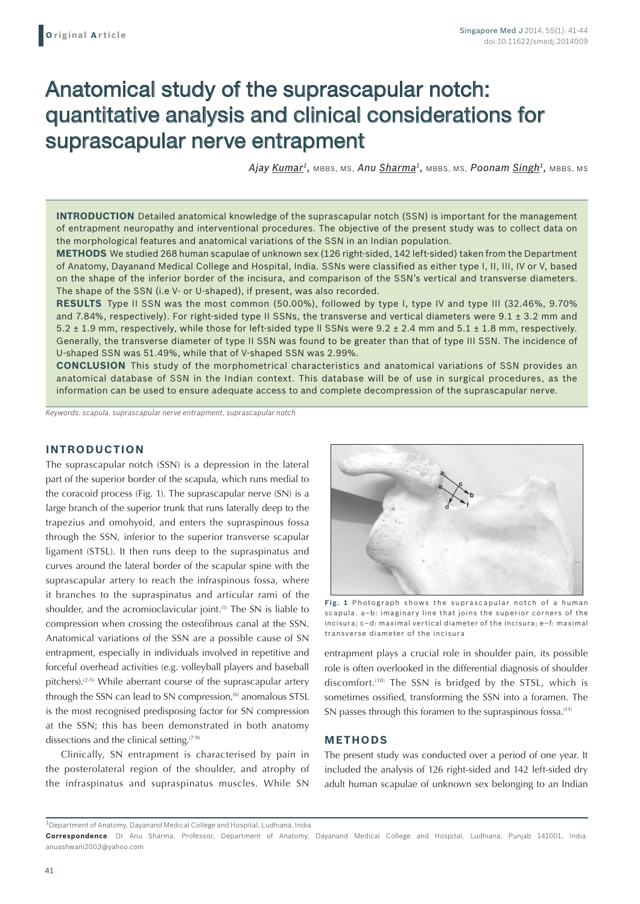Original Article

# Anatomical study of the suprascapular notch: quantitative analysis and clinical considerations for suprascapular nerve entrapment

*Ajay Kumar*[1], MBBS, MS, *Anu Sharma*[1], MBBS, MS, *Poonam Singh*[1], MBBS, MS

**INTRODUCTION** Detailed anatomical knowledge of the suprascapular notch (SSN) is important for the management of entrapment neuropathy and interventional procedures. The objective of the present study was to collect data on the morphological features and anatomical variations of the SSN in an Indian population.

**METHODS** We studied 268 human scapulae of unknown sex (126 right-sided, 142 left-sided) taken from the Department of Anatomy, Dayanand Medical College and Hospital, India. SSNs were classified as either type I, II, III, IV or V, based on the shape of the inferior border of the incisura, and comparison of the SSN's vertical and transverse diameters. The shape of the SSN (i.e V- or U-shaped), if present, was also recorded.

**RESULTS** Type II SSN was the most common (50.00%), followed by type I, type IV and type III (32.46%, 9.70% and 7.84%, respectively). For right-sided type II SSNs, the transverse and vertical diameters were 9.1 ± 3.2 mm and 5.2 ± 1.9 mm, respectively, while those for left-sided type II SSNs were 9.2 ± 2.4 mm and 5.1 ± 1.8 mm, respectively. Generally, the transverse diameter of type II SSN was found to be greater than that of type III SSN. The incidence of U-shaped SSN was 51.49%, while that of V-shaped SSN was 2.99%.

**CONCLUSION** This study of the morphometrical characteristics and anatomical variations of SSN provides an anatomical database of SSN in the Indian context. This database will be of use in surgical procedures, as the information can be used to ensure adequate access to and complete decompression of the suprascapular nerve.

*Keywords: scapula, suprascapular nerve entrapment, suprascapular notch*

## INTRODUCTION

The suprascapular notch (SSN) is a depression in the lateral part of the superior border of the scapula, which runs medial to the coracoid process (Fig. 1). The suprascapular nerve (SN) is a large branch of the superior trunk that runs laterally deep to the trapezius and omohyoid, and enters the supraspinous fossa through the SSN, inferior to the superior transverse scapular ligament (STSL). It then runs deep to the supraspinatus and curves around the lateral border of the scapular spine with the suprascapular artery to reach the infraspinous fossa, where it branches to the supraspinatus and articular rami of the shoulder, and the acromioclavicular joint.[1] The SN is liable to compression when crossing the osteofibrous canal at the SSN. Anatomical variations of the SSN are a possible cause of SN entrapment, especially in individuals involved in repetitive and forceful overhead activities (e.g. volleyball players and baseball pitchers).[2-5] While aberrant course of the suprascapular artery through the SSN can lead to SN compression,[6] anomalous STSL is the most recognised predisposing factor for SN compression at the SSN; this has been demonstrated in both anatomy dissections and the clinical setting.[7-9]

Clinically, SN entrapment is characterised by pain in the posterolateral region of the shoulder, and atrophy of the infraspinatus and supraspinatus muscles. While SN entrapment plays a crucial role in shoulder pain, its possible role is often overlooked in the differential diagnosis of shoulder discomfort.[10] The SSN is bridged by the STSL, which is sometimes ossified, transforming the SSN into a foramen. The SN passes through this foramen to the supraspinous fossa.[11]

**Fig. 1** Photograph shows the suprascapular notch of a human scapula. a–b: imaginary line that joins the superior corners of the incisura; c–d: maximal vertical diameter of the incisura; e–f: maximal transverse diameter of the incisura

## METHODS

The present study was conducted over a period of one year. It included the analysis of 126 right-sided and 142 left-sided dry adult human scapulae of unknown sex belonging to an Indian

[1]Department of Anatomy, Dayanand Medical College and Hospital, Ludhiana, India

**Correspondence**: Dr Anu Sharma, Professor, Department of Anatomy, Dayanand Medical College and Hospital, Ludhiana, Punjab 141001, India. anuashwani2003@yahoo.com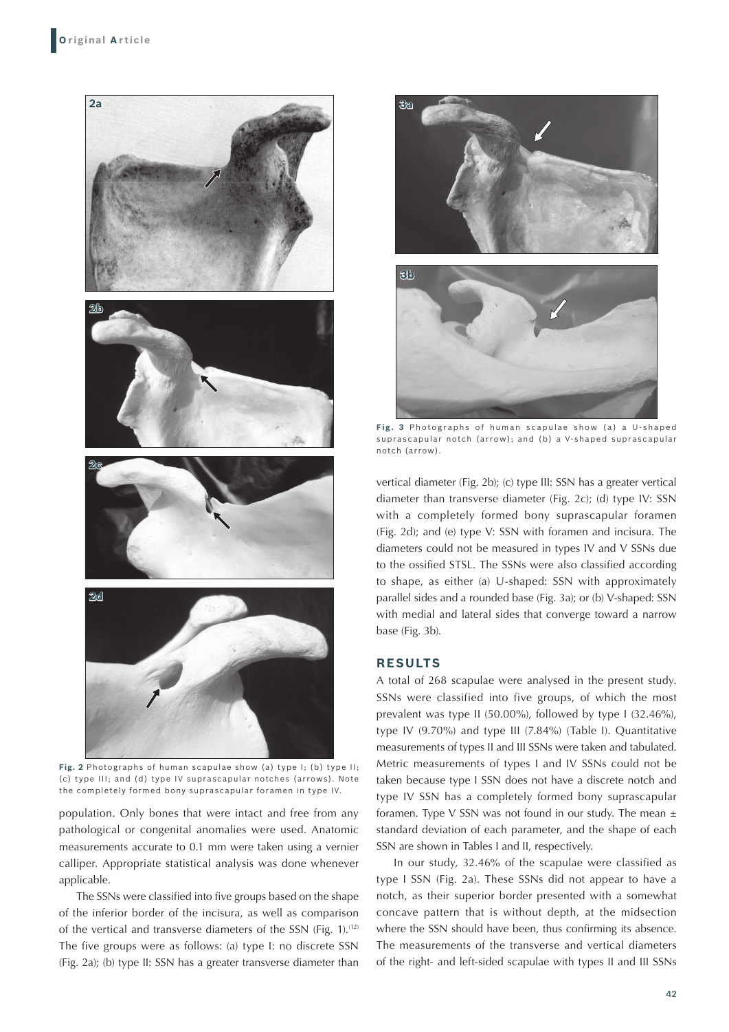Fig. 2 Photographs of human scapulae show (a) type I; (b) type II; (c) type III; and (d) type IV suprascapular notches (arrows). Note the completely formed bony suprascapular foramen in type IV.

population. Only bones that were intact and free from any pathological or congenital anomalies were used. Anatomic measurements accurate to 0.1 mm were taken using a vernier calliper. Appropriate statistical analysis was done whenever applicable.

The SSNs were classified into five groups based on the shape of the inferior border of the incisura, as well as comparison of the vertical and transverse diameters of the SSN (Fig. 1).[12] The five groups were as follows: (a) type I: no discrete SSN (Fig. 2a); (b) type II: SSN has a greater transverse diameter than vertical diameter (Fig. 2b); (c) type III: SSN has a greater vertical diameter than transverse diameter (Fig. 2c); (d) type IV: SSN with a completely formed bony suprascapular foramen (Fig. 2d); and (e) type V: SSN with foramen and incisura. The diameters could not be measured in types IV and V SSNs due to the ossified STSL. The SSNs were also classified according to shape, as either (a) U-shaped: SSN with approximately parallel sides and a rounded base (Fig. 3a); or (b) V-shaped: SSN with medial and lateral sides that converge toward a narrow base (Fig. 3b).

Fig. 3 Photographs of human scapulae show (a) a U-shaped suprascapular notch (arrow); and (b) a V-shaped suprascapular notch (arrow).

## RESULTS

A total of 268 scapulae were analysed in the present study. SSNs were classified into five groups, of which the most prevalent was type II (50.00%), followed by type I (32.46%), type IV (9.70%) and type III (7.84%) (Table I). Quantitative measurements of types II and III SSNs were taken and tabulated. Metric measurements of types I and IV SSNs could not be taken because type I SSN does not have a discrete notch and type IV SSN has a completely formed bony suprascapular foramen. Type V SSN was not found in our study. The mean ± standard deviation of each parameter, and the shape of each SSN are shown in Tables I and II, respectively.

In our study, 32.46% of the scapulae were classified as type I SSN (Fig. 2a). These SSNs did not appear to have a notch, as their superior border presented with a somewhat concave pattern that is without depth, at the midsection where the SSN should have been, thus confirming its absence. The measurements of the transverse and vertical diameters of the right- and left-sided scapulae with types II and III SSNs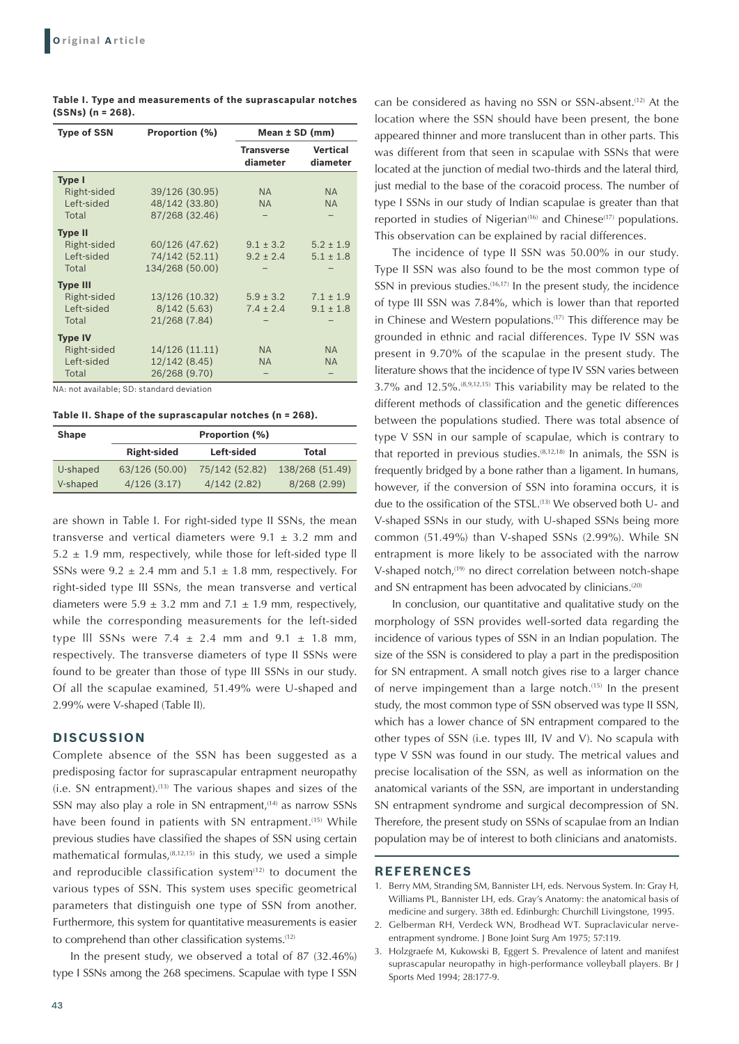**Table I. Type and measurements of the suprascapular notches (SSNs) (n = 268).**

| Type of SSN | Proportion (%) | Mean ± SD (mm) | |
|---|---|---|---|
| | | Transverse diameter | Vertical diameter |
| **Type I** | | | |
| Right-sided | 39/126 (30.95) | NA | NA |
| Left-sided | 48/142 (33.80) | NA | NA |
| Total | 87/268 (32.46) | – | – |
| **Type II** | | | |
| Right-sided | 60/126 (47.62) | 9.1 ± 3.2 | 5.2 ± 1.9 |
| Left-sided | 74/142 (52.11) | 9.2 ± 2.4 | 5.1 ± 1.8 |
| Total | 134/268 (50.00) | – | – |
| **Type III** | | | |
| Right-sided | 13/126 (10.32) | 5.9 ± 3.2 | 7.1 ± 1.9 |
| Left-sided | 8/142 (5.63) | 7.4 ± 2.4 | 9.1 ± 1.8 |
| Total | 21/268 (7.84) | – | – |
| **Type IV** | | | |
| Right-sided | 14/126 (11.11) | NA | NA |
| Left-sided | 12/142 (8.45) | NA | NA |
| Total | 26/268 (9.70) | – | – |

NA: not available; SD: standard deviation

**Table II. Shape of the suprascapular notches (n = 268).**

| Shape | Proportion (%) | | |
|---|---|---|---|
| | Right-sided | Left-sided | Total |
| U-shaped | 63/126 (50.00) | 75/142 (52.82) | 138/268 (51.49) |
| V-shaped | 4/126 (3.17) | 4/142 (2.82) | 8/268 (2.99) |

are shown in Table I. For right-sided type II SSNs, the mean transverse and vertical diameters were 9.1 ± 3.2 mm and 5.2 ± 1.9 mm, respectively, while those for left-sided type II SSNs were 9.2 ± 2.4 mm and 5.1 ± 1.8 mm, respectively. For right-sided type III SSNs, the mean transverse and vertical diameters were 5.9 ± 3.2 mm and 7.1 ± 1.9 mm, respectively, while the corresponding measurements for the left-sided type III SSNs were 7.4 ± 2.4 mm and 9.1 ± 1.8 mm, respectively. The transverse diameters of type II SSNs were found to be greater than those of type III SSNs in our study. Of all the scapulae examined, 51.49% were U-shaped and 2.99% were V-shaped (Table II).

## DISCUSSION

Complete absence of the SSN has been suggested as a predisposing factor for suprascapular entrapment neuropathy (i.e. SN entrapment).[13] The various shapes and sizes of the SSN may also play a role in SN entrapment,[14] as narrow SSNs have been found in patients with SN entrapment.[15] While previous studies have classified the shapes of SSN using certain mathematical formulas,[8,12,15] in this study, we used a simple and reproducible classification system[12] to document the various types of SSN. This system uses specific geometrical parameters that distinguish one type of SSN from another. Furthermore, this system for quantitative measurements is easier to comprehend than other classification systems.[12]

In the present study, we observed a total of 87 (32.46%) type I SSNs among the 268 specimens. Scapulae with type I SSN can be considered as having no SSN or SSN-absent.[12] At the location where the SSN should have been present, the bone appeared thinner and more translucent than in other parts. This was different from that seen in scapulae with SSNs that were located at the junction of medial two-thirds and the lateral third, just medial to the base of the coracoid process. The number of type I SSNs in our study of Indian scapulae is greater than that reported in studies of Nigerian[16] and Chinese[17] populations. This observation can be explained by racial differences.

The incidence of type II SSN was 50.00% in our study. Type II SSN was also found to be the most common type of SSN in previous studies.[16,17] In the present study, the incidence of type III SSN was 7.84%, which is lower than that reported in Chinese and Western populations.[17] This difference may be grounded in ethnic and racial differences. Type IV SSN was present in 9.70% of the scapulae in the present study. The literature shows that the incidence of type IV SSN varies between 3.7% and 12.5%.[8,9,12,15] This variability may be related to the different methods of classification and the genetic differences between the populations studied. There was total absence of type V SSN in our sample of scapulae, which is contrary to that reported in previous studies.[8,12,18] In animals, the SSN is frequently bridged by a bone rather than a ligament. In humans, however, if the conversion of SSN into foramina occurs, it is due to the ossification of the STSL.[13] We observed both U- and V-shaped SSNs in our study, with U-shaped SSNs being more common (51.49%) than V-shaped SSNs (2.99%). While SN entrapment is more likely to be associated with the narrow V-shaped notch,[19] no direct correlation between notch-shape and SN entrapment has been advocated by clinicians.[20]

In conclusion, our quantitative and qualitative study on the morphology of SSN provides well-sorted data regarding the incidence of various types of SSN in an Indian population. The size of the SSN is considered to play a part in the predisposition for SN entrapment. A small notch gives rise to a larger chance of nerve impingement than a large notch.[15] In the present study, the most common type of SSN observed was type II SSN, which has a lower chance of SN entrapment compared to the other types of SSN (i.e. types III, IV and V). No scapula with type V SSN was found in our study. The metrical values and precise localisation of the SSN, as well as information on the anatomical variants of the SSN, are important in understanding SN entrapment syndrome and surgical decompression of SN. Therefore, the present study on SSNs of scapulae from an Indian population may be of interest to both clinicians and anatomists.

## REFERENCES

1. Berry MM, Stranding SM, Bannister LH, eds. Nervous System. In: Gray H, Williams PL, Bannister LH, eds. Gray's Anatomy: the anatomical basis of medicine and surgery. 38th ed. Edinburgh: Churchill Livingstone, 1995.
2. Gelberman RH, Verdeck WN, Brodhead WT. Supraclavicular nerve-entrapment syndrome. J Bone Joint Surg Am 1975; 57:119.
3. Holzgraefe M, Kukowski B, Eggert S. Prevalence of latent and manifest suprascapular neuropathy in high-performance volleyball players. Br J Sports Med 1994; 28:177-9.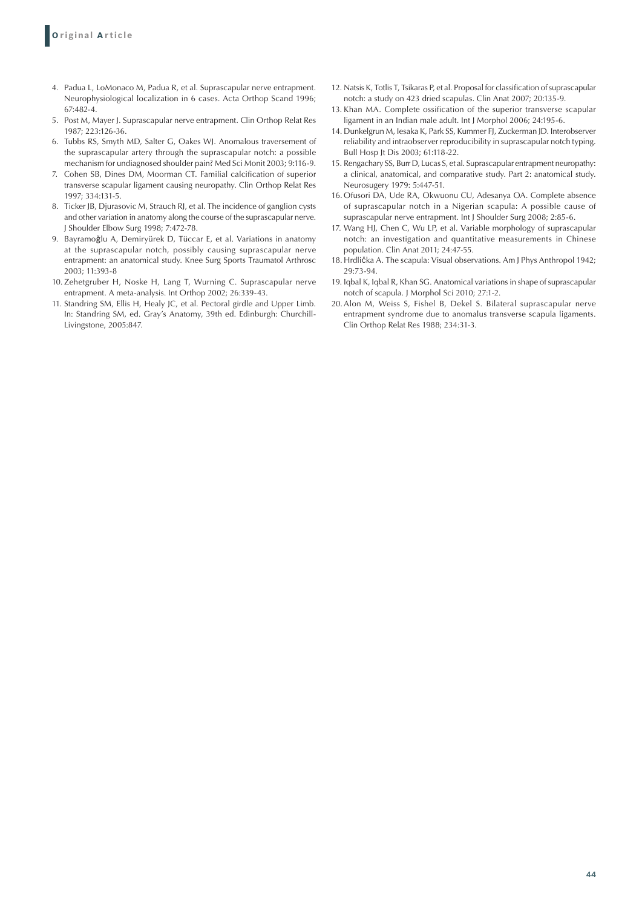4. Padua L, LoMonaco M, Padua R, et al. Suprascapular nerve entrapment. Neurophysiological localization in 6 cases. Acta Orthop Scand 1996; 67:482-4.
5. Post M, Mayer J. Suprascapular nerve entrapment. Clin Orthop Relat Res 1987; 223:126-36.
6. Tubbs RS, Smyth MD, Salter G, Oakes WJ. Anomalous traversement of the suprascapular artery through the suprascapular notch: a possible mechanism for undiagnosed shoulder pain? Med Sci Monit 2003; 9:116-9.
7. Cohen SB, Dines DM, Moorman CT. Familial calcification of superior transverse scapular ligament causing neuropathy. Clin Orthop Relat Res 1997; 334:131-5.
8. Ticker JB, Djurasovic M, Strauch RJ, et al. The incidence of ganglion cysts and other variation in anatomy along the course of the suprascapular nerve. J Shoulder Elbow Surg 1998; 7:472-78.
9. Bayramoğlu A, Demiryürek D, Tüccar E, et al. Variations in anatomy at the suprascapular notch, possibly causing suprascapular nerve entrapment: an anatomical study. Knee Surg Sports Traumatol Arthrosc 2003; 11:393-8
10. Zehetgruber H, Noske H, Lang T, Wurning C. Suprascapular nerve entrapment. A meta-analysis. Int Orthop 2002; 26:339-43.
11. Standring SM, Ellis H, Healy JC, et al. Pectoral girdle and Upper Limb. In: Standring SM, ed. Gray's Anatomy, 39th ed. Edinburgh: Churchill-Livingstone, 2005:847.
12. Natsis K, Totlis T, Tsikaras P, et al. Proposal for classification of suprascapular notch: a study on 423 dried scapulas. Clin Anat 2007; 20:135-9.
13. Khan MA. Complete ossification of the superior transverse scapular ligament in an Indian male adult. Int J Morphol 2006; 24:195-6.
14. Dunkelgrun M, Iesaka K, Park SS, Kummer FJ, Zuckerman JD. Interobserver reliability and intraobserver reproducibility in suprascapular notch typing. Bull Hosp Jt Dis 2003; 61:118-22.
15. Rengachary SS, Burr D, Lucas S, et al. Suprascapular entrapment neuropathy: a clinical, anatomical, and comparative study. Part 2: anatomical study. Neurosugery 1979: 5:447-51.
16. Ofusori DA, Ude RA, Okwuonu CU, Adesanya OA. Complete absence of suprascapular notch in a Nigerian scapula: A possible cause of suprascapular nerve entrapment. Int J Shoulder Surg 2008; 2:85-6.
17. Wang HJ, Chen C, Wu LP, et al. Variable morphology of suprascapular notch: an investigation and quantitative measurements in Chinese population. Clin Anat 2011; 24:47-55.
18. Hrdlička A. The scapula: Visual observations. Am J Phys Anthropol 1942; 29:73-94.
19. Iqbal K, Iqbal R, Khan SG. Anatomical variations in shape of suprascapular notch of scapula. J Morphol Sci 2010; 27:1-2.
20. Alon M, Weiss S, Fishel B, Dekel S. Bilateral suprascapular nerve entrapment syndrome due to anomalus transverse scapula ligaments. Clin Orthop Relat Res 1988; 234:31-3.